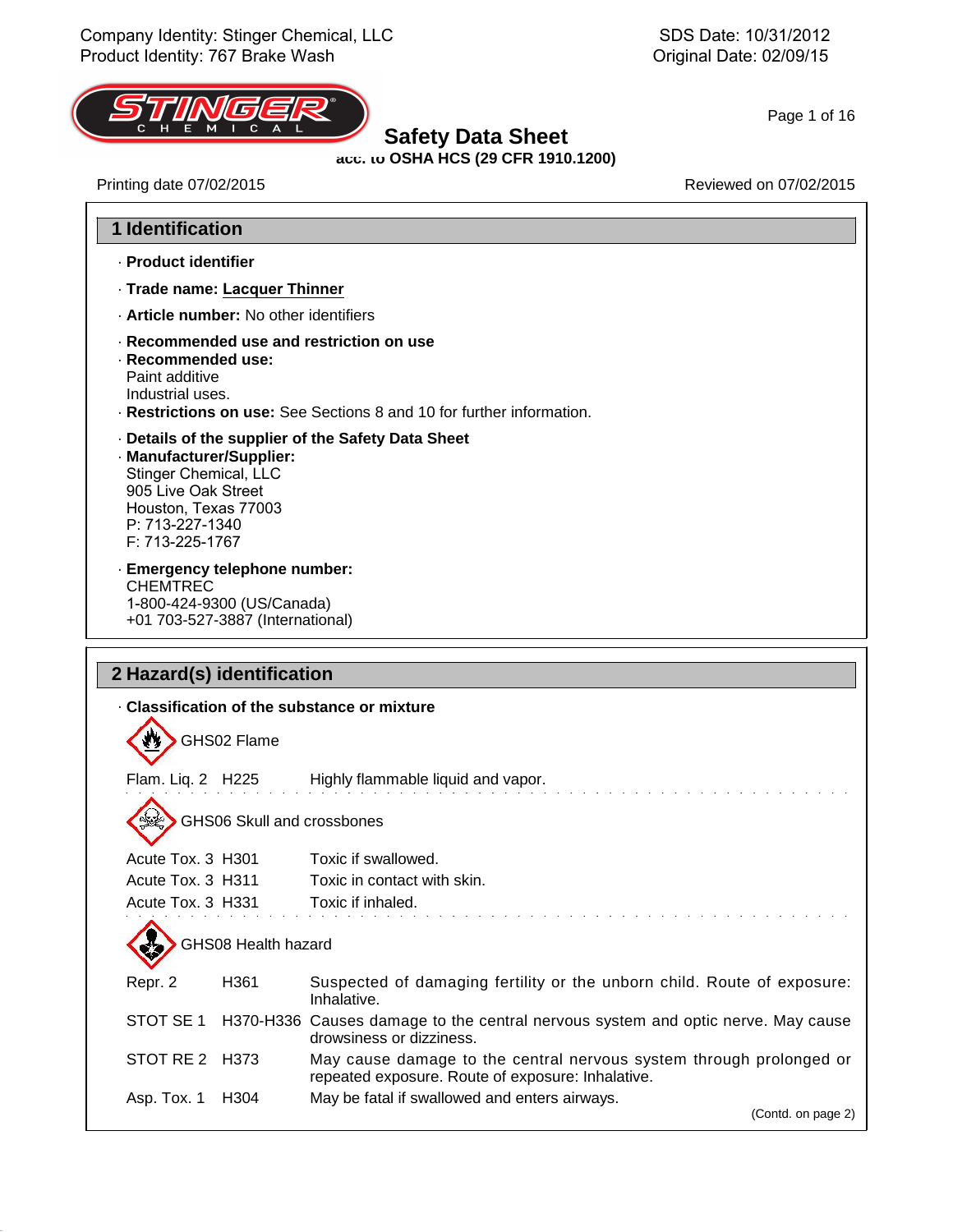# Safety Data Sheet

acc. to OSHA HCS (29 CFR 1910.1200)

Printing date 07/02/2015 Reviewed on 07/02/2015

## 1 Identification

· **Product identifier**

· **Trade name: Lacquer Thinner**

· **Article number:** No other identifiers

· **Recommended use and restriction on use**

· **Recommended use:**
Paint additive
Industrial uses.

· **Restrictions on use:** See Sections 8 and 10 for further information.

· **Details of the supplier of the Safety Data Sheet**

· **Manufacturer/Supplier:**
Stinger Chemical, LLC
905 Live Oak Street
Houston, Texas 77003
P: 713-227-1340
F: 713-225-1767

· **Emergency telephone number:**
CHEMTREC
1-800-424-9300 (US/Canada)
+01 703-527-3887 (International)

## 2 Hazard(s) identification

· **Classification of the substance or mixture**

GHS02 Flame

| | | |
|---|---|---|
| Flam. Liq. 2 | H225 | Highly flammable liquid and vapor. |

GHS06 Skull and crossbones

| | | |
|---|---|---|
| Acute Tox. 3 | H301 | Toxic if swallowed. |
| Acute Tox. 3 | H311 | Toxic in contact with skin. |
| Acute Tox. 3 | H331 | Toxic if inhaled. |

GHS08 Health hazard

| | | |
|---|---|---|
| Repr. 2 | H361 | Suspected of damaging fertility or the unborn child. Route of exposure: Inhalative. |
| STOT SE 1 | H370-H336 | Causes damage to the central nervous system and optic nerve. May cause drowsiness or dizziness. |
| STOT RE 2 | H373 | May cause damage to the central nervous system through prolonged or repeated exposure. Route of exposure: Inhalative. |
| Asp. Tox. 1 | H304 | May be fatal if swallowed and enters airways. |

(Contd. on page 2)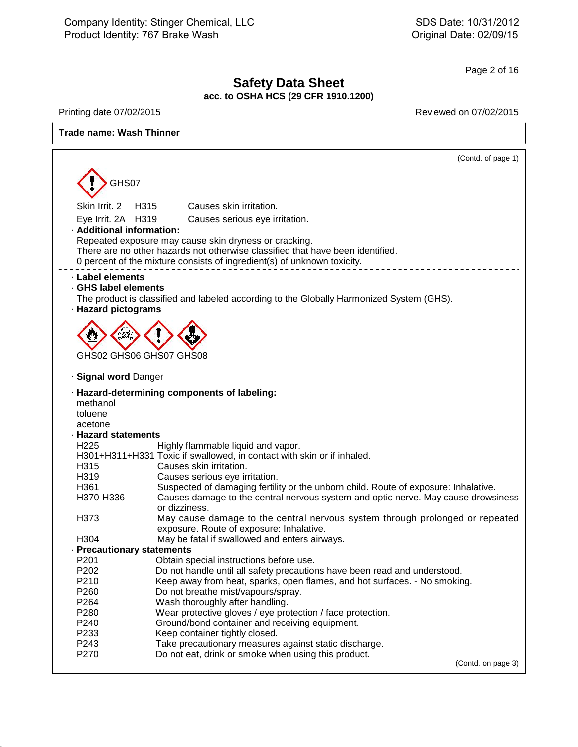**Trade name: Wash Thinner**

(Contd. of page 1)

GHS07

| | | |
|---|---|---|
| Skin Irrit. 2 | H315 | Causes skin irritation. |
| Eye Irrit. 2A | H319 | Causes serious eye irritation. |

· **Additional information:**

Repeated exposure may cause skin dryness or cracking.
There are no other hazards not otherwise classified that have been identified.
0 percent of the mixture consists of ingredient(s) of unknown toxicity.

· **Label elements**

· **GHS label elements**

The product is classified and labeled according to the Globally Harmonized System (GHS).

· **Hazard pictograms**

GHS02 GHS06 GHS07 GHS08

· **Signal word** Danger

· **Hazard-determining components of labeling:**

methanol
toluene
acetone

· **Hazard statements**

| | |
|---|---|
| H225 | Highly flammable liquid and vapor. |
| H301+H311+H331 | Toxic if swallowed, in contact with skin or if inhaled. |
| H315 | Causes skin irritation. |
| H319 | Causes serious eye irritation. |
| H361 | Suspected of damaging fertility or the unborn child. Route of exposure: Inhalative. |
| H370-H336 | Causes damage to the central nervous system and optic nerve. May cause drowsiness or dizziness. |
| H373 | May cause damage to the central nervous system through prolonged or repeated exposure. Route of exposure: Inhalative. |
| H304 | May be fatal if swallowed and enters airways. |

· **Precautionary statements**

| | |
|---|---|
| P201 | Obtain special instructions before use. |
| P202 | Do not handle until all safety precautions have been read and understood. |
| P210 | Keep away from heat, sparks, open flames, and hot surfaces. - No smoking. |
| P260 | Do not breathe mist/vapours/spray. |
| P264 | Wash thoroughly after handling. |
| P280 | Wear protective gloves / eye protection / face protection. |
| P240 | Ground/bond container and receiving equipment. |
| P233 | Keep container tightly closed. |
| P243 | Take precautionary measures against static discharge. |
| P270 | Do not eat, drink or smoke when using this product. |

(Contd. on page 3)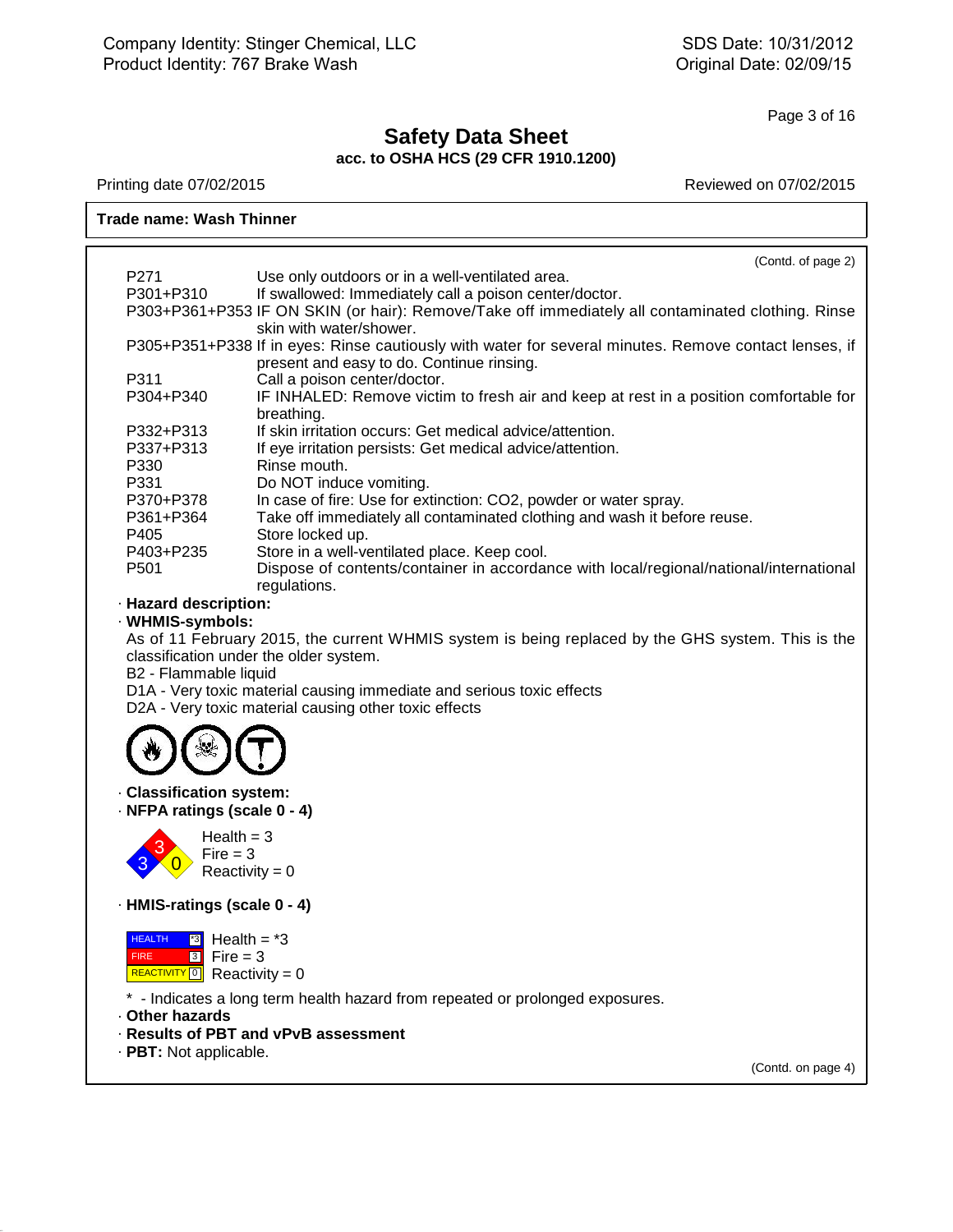Trade name: Wash Thinner

(Contd. of page 2)

| | |
|---|---|
| P271 | Use only outdoors or in a well-ventilated area. |
| P301+P310 | If swallowed: Immediately call a poison center/doctor. |
| P303+P361+P353 | IF ON SKIN (or hair): Remove/Take off immediately all contaminated clothing. Rinse skin with water/shower. |
| P305+P351+P338 | If in eyes: Rinse cautiously with water for several minutes. Remove contact lenses, if present and easy to do. Continue rinsing. |
| P311 | Call a poison center/doctor. |
| P304+P340 | IF INHALED: Remove victim to fresh air and keep at rest in a position comfortable for breathing. |
| P332+P313 | If skin irritation occurs: Get medical advice/attention. |
| P337+P313 | If eye irritation persists: Get medical advice/attention. |
| P330 | Rinse mouth. |
| P331 | Do NOT induce vomiting. |
| P370+P378 | In case of fire: Use for extinction: CO2, powder or water spray. |
| P361+P364 | Take off immediately all contaminated clothing and wash it before reuse. |
| P405 | Store locked up. |
| P403+P235 | Store in a well-ventilated place. Keep cool. |
| P501 | Dispose of contents/container in accordance with local/regional/national/international regulations. |

· **Hazard description:**

· **WHMIS-symbols:**

As of 11 February 2015, the current WHMIS system is being replaced by the GHS system. This is the classification under the older system.

B2 - Flammable liquid

D1A - Very toxic material causing immediate and serious toxic effects

D2A - Very toxic material causing other toxic effects

· **Classification system:**

· **NFPA ratings (scale 0 - 4)**

Health = 3
Fire = 3
Reactivity = 0

· **HMIS-ratings (scale 0 - 4)**

| | | |
|---|---|---|
| HEALTH | *3 | Health = *3 |
| FIRE | 3 | Fire = 3 |
| REACTIVITY | 0 | Reactivity = 0 |

\* - Indicates a long term health hazard from repeated or prolonged exposures.

· **Other hazards**

· **Results of PBT and vPvB assessment**

· **PBT:** Not applicable.

(Contd. on page 4)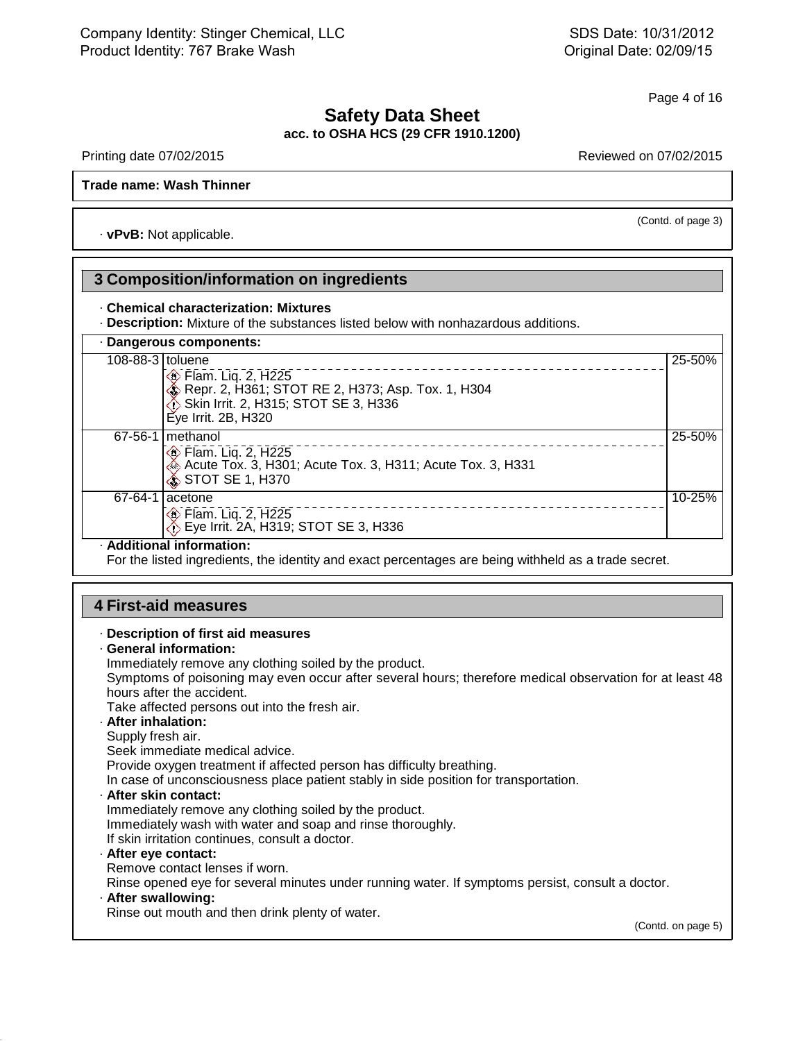**Trade name: Wash Thinner**

(Contd. of page 3)

· **vPvB:** Not applicable.

## 3 Composition/information on ingredients

· **Chemical characterization: Mixtures**

· **Description:** Mixture of the substances listed below with nonhazardous additions.

· **Dangerous components:**

| | | |
|---|---|---|
| 108-88-3 | toluene<br>Flam. Liq. 2, H225<br>Repr. 2, H361; STOT RE 2, H373; Asp. Tox. 1, H304<br>Skin Irrit. 2, H315; STOT SE 3, H336<br>Eye Irrit. 2B, H320 | 25-50% |
| 67-56-1 | methanol<br>Flam. Liq. 2, H225<br>Acute Tox. 3, H301; Acute Tox. 3, H311; Acute Tox. 3, H331<br>STOT SE 1, H370 | 25-50% |
| 67-64-1 | acetone<br>Flam. Liq. 2, H225<br>Eye Irrit. 2A, H319; STOT SE 3, H336 | 10-25% |

· **Additional information:**
For the listed ingredients, the identity and exact percentages are being withheld as a trade secret.

## 4 First-aid measures

· **Description of first aid measures**

· **General information:**
Immediately remove any clothing soiled by the product.
Symptoms of poisoning may even occur after several hours; therefore medical observation for at least 48 hours after the accident.
Take affected persons out into the fresh air.

· **After inhalation:**
Supply fresh air.
Seek immediate medical advice.
Provide oxygen treatment if affected person has difficulty breathing.
In case of unconsciousness place patient stably in side position for transportation.

· **After skin contact:**
Immediately remove any clothing soiled by the product.
Immediately wash with water and soap and rinse thoroughly.
If skin irritation continues, consult a doctor.

· **After eye contact:**
Remove contact lenses if worn.
Rinse opened eye for several minutes under running water. If symptoms persist, consult a doctor.

· **After swallowing:**
Rinse out mouth and then drink plenty of water.

(Contd. on page 5)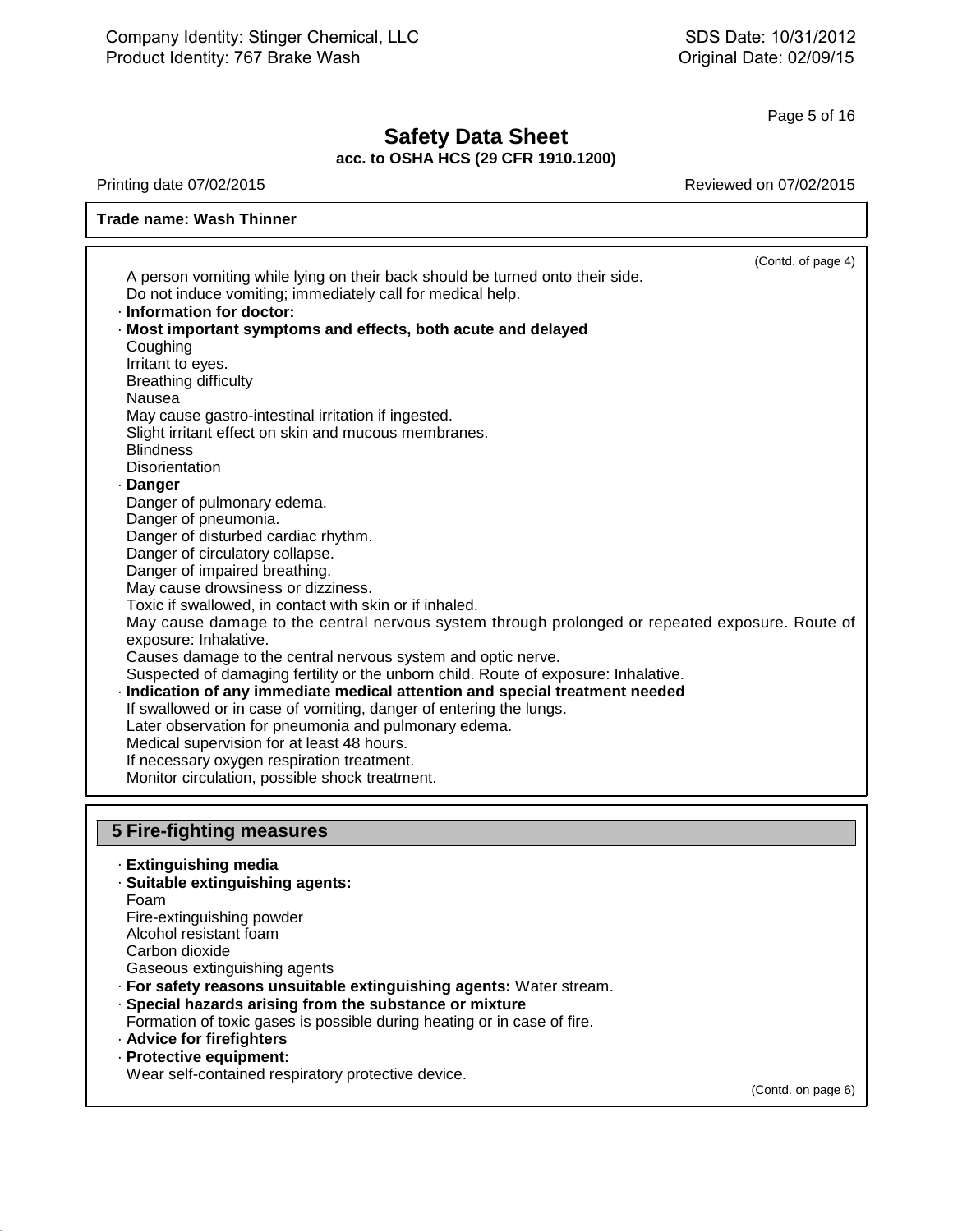(Contd. of page 4)

A person vomiting while lying on their back should be turned onto their side.
Do not induce vomiting; immediately call for medical help.

· **Information for doctor:**

· **Most important symptoms and effects, both acute and delayed**

Coughing
Irritant to eyes.
Breathing difficulty
Nausea
May cause gastro-intestinal irritation if ingested.
Slight irritant effect on skin and mucous membranes.
Blindness
Disorientation

· **Danger**

Danger of pulmonary edema.
Danger of pneumonia.
Danger of disturbed cardiac rhythm.
Danger of circulatory collapse.
Danger of impaired breathing.
May cause drowsiness or dizziness.
Toxic if swallowed, in contact with skin or if inhaled.
May cause damage to the central nervous system through prolonged or repeated exposure. Route of exposure: Inhalative.
Causes damage to the central nervous system and optic nerve.
Suspected of damaging fertility or the unborn child. Route of exposure: Inhalative.

· **Indication of any immediate medical attention and special treatment needed**

If swallowed or in case of vomiting, danger of entering the lungs.
Later observation for pneumonia and pulmonary edema.
Medical supervision for at least 48 hours.
If necessary oxygen respiration treatment.
Monitor circulation, possible shock treatment.

## 5 Fire-fighting measures

· **Extinguishing media**

· **Suitable extinguishing agents:**

Foam
Fire-extinguishing powder
Alcohol resistant foam
Carbon dioxide
Gaseous extinguishing agents

· **For safety reasons unsuitable extinguishing agents:** Water stream.

· **Special hazards arising from the substance or mixture**

Formation of toxic gases is possible during heating or in case of fire.

· **Advice for firefighters**

· **Protective equipment:**

Wear self-contained respiratory protective device.

(Contd. on page 6)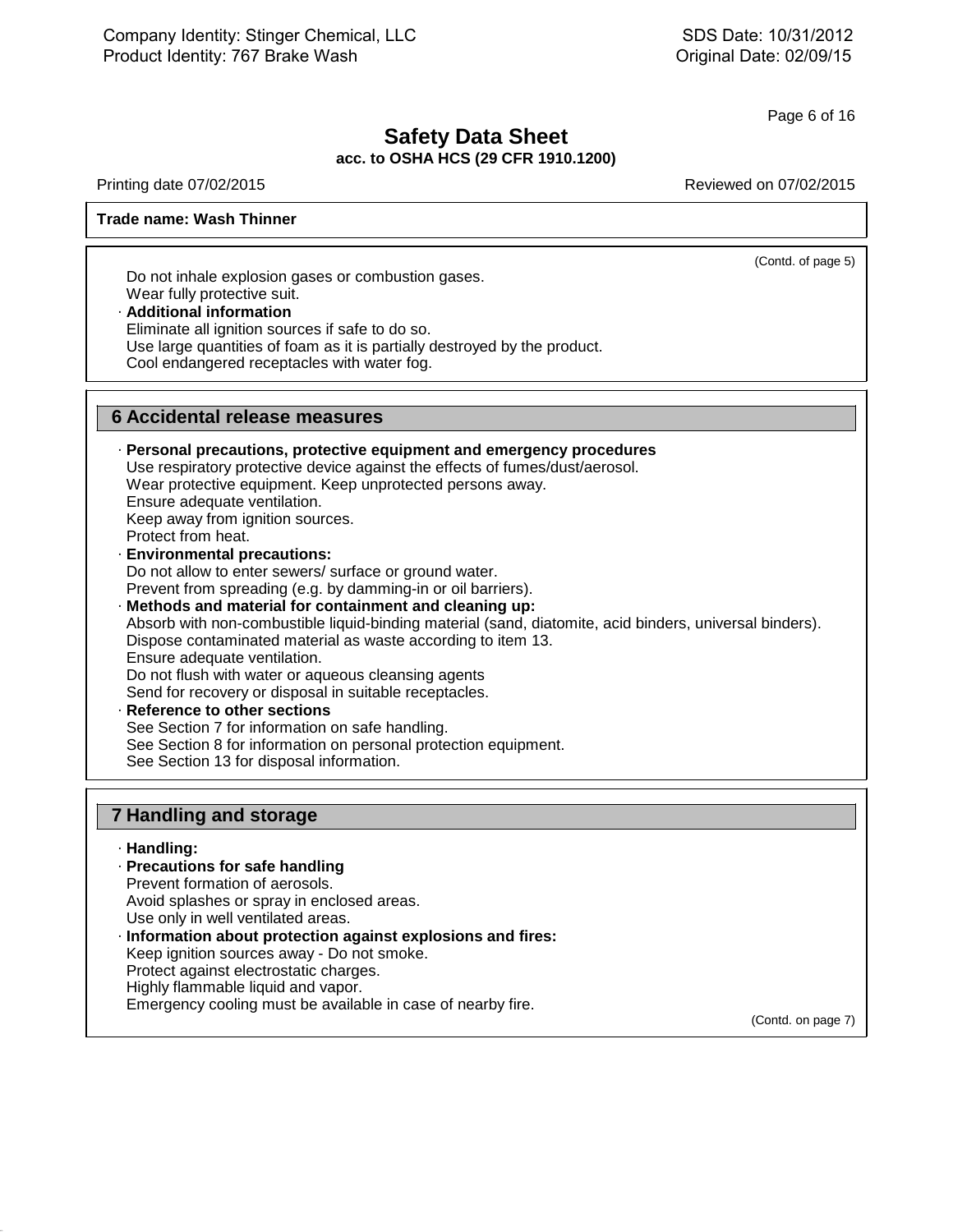(Contd. of page 5)

Do not inhale explosion gases or combustion gases.
Wear fully protective suit.

· **Additional information**
Eliminate all ignition sources if safe to do so.
Use large quantities of foam as it is partially destroyed by the product.
Cool endangered receptacles with water fog.

## 6 Accidental release measures

· **Personal precautions, protective equipment and emergency procedures**
Use respiratory protective device against the effects of fumes/dust/aerosol.
Wear protective equipment. Keep unprotected persons away.
Ensure adequate ventilation.
Keep away from ignition sources.
Protect from heat.

· **Environmental precautions:**
Do not allow to enter sewers/ surface or ground water.
Prevent from spreading (e.g. by damming-in or oil barriers).

· **Methods and material for containment and cleaning up:**
Absorb with non-combustible liquid-binding material (sand, diatomite, acid binders, universal binders).
Dispose contaminated material as waste according to item 13.
Ensure adequate ventilation.
Do not flush with water or aqueous cleansing agents
Send for recovery or disposal in suitable receptacles.

· **Reference to other sections**
See Section 7 for information on safe handling.
See Section 8 for information on personal protection equipment.
See Section 13 for disposal information.

## 7 Handling and storage

· **Handling:**

· **Precautions for safe handling**
Prevent formation of aerosols.
Avoid splashes or spray in enclosed areas.
Use only in well ventilated areas.

· **Information about protection against explosions and fires:**
Keep ignition sources away - Do not smoke.
Protect against electrostatic charges.
Highly flammable liquid and vapor.
Emergency cooling must be available in case of nearby fire.

(Contd. on page 7)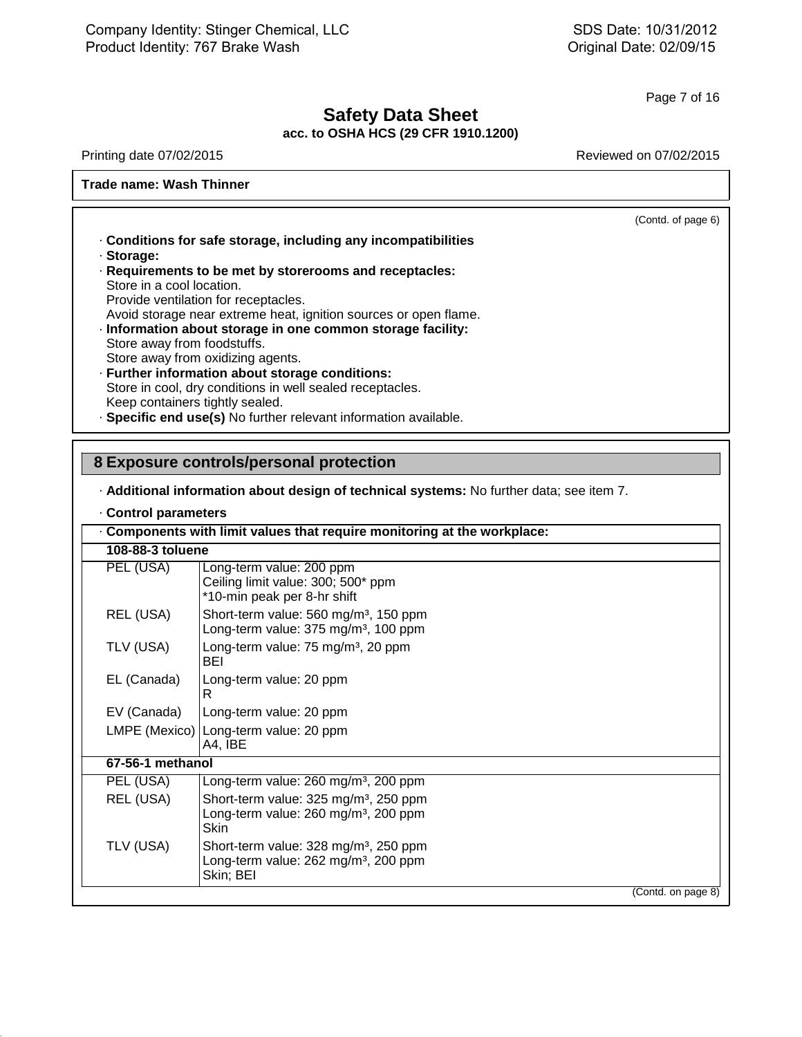**Trade name: Wash Thinner**

(Contd. of page 6)

· **Conditions for safe storage, including any incompatibilities**

· **Storage:**

· **Requirements to be met by storerooms and receptacles:**
Store in a cool location.
Provide ventilation for receptacles.
Avoid storage near extreme heat, ignition sources or open flame.

· **Information about storage in one common storage facility:**
Store away from foodstuffs.
Store away from oxidizing agents.

· **Further information about storage conditions:**
Store in cool, dry conditions in well sealed receptacles.
Keep containers tightly sealed.

· **Specific end use(s)** No further relevant information available.

## 8 Exposure controls/personal protection

· **Additional information about design of technical systems:** No further data; see item 7.

· **Control parameters**

· **Components with limit values that require monitoring at the workplace:**

| | |
|---|---|
| **108-88-3 toluene** | |
| PEL (USA) | Long-term value: 200 ppm<br>Ceiling limit value: 300; 500* ppm<br>*10-min peak per 8-hr shift |
| REL (USA) | Short-term value: 560 mg/m³, 150 ppm<br>Long-term value: 375 mg/m³, 100 ppm |
| TLV (USA) | Long-term value: 75 mg/m³, 20 ppm<br>BEI |
| EL (Canada) | Long-term value: 20 ppm<br>R |
| EV (Canada) | Long-term value: 20 ppm |
| LMPE (Mexico) | Long-term value: 20 ppm<br>A4, IBE |
| **67-56-1 methanol** | |
| PEL (USA) | Long-term value: 260 mg/m³, 200 ppm |
| REL (USA) | Short-term value: 325 mg/m³, 250 ppm<br>Long-term value: 260 mg/m³, 200 ppm<br>Skin |
| TLV (USA) | Short-term value: 328 mg/m³, 250 ppm<br>Long-term value: 262 mg/m³, 200 ppm<br>Skin; BEI |

(Contd. on page 8)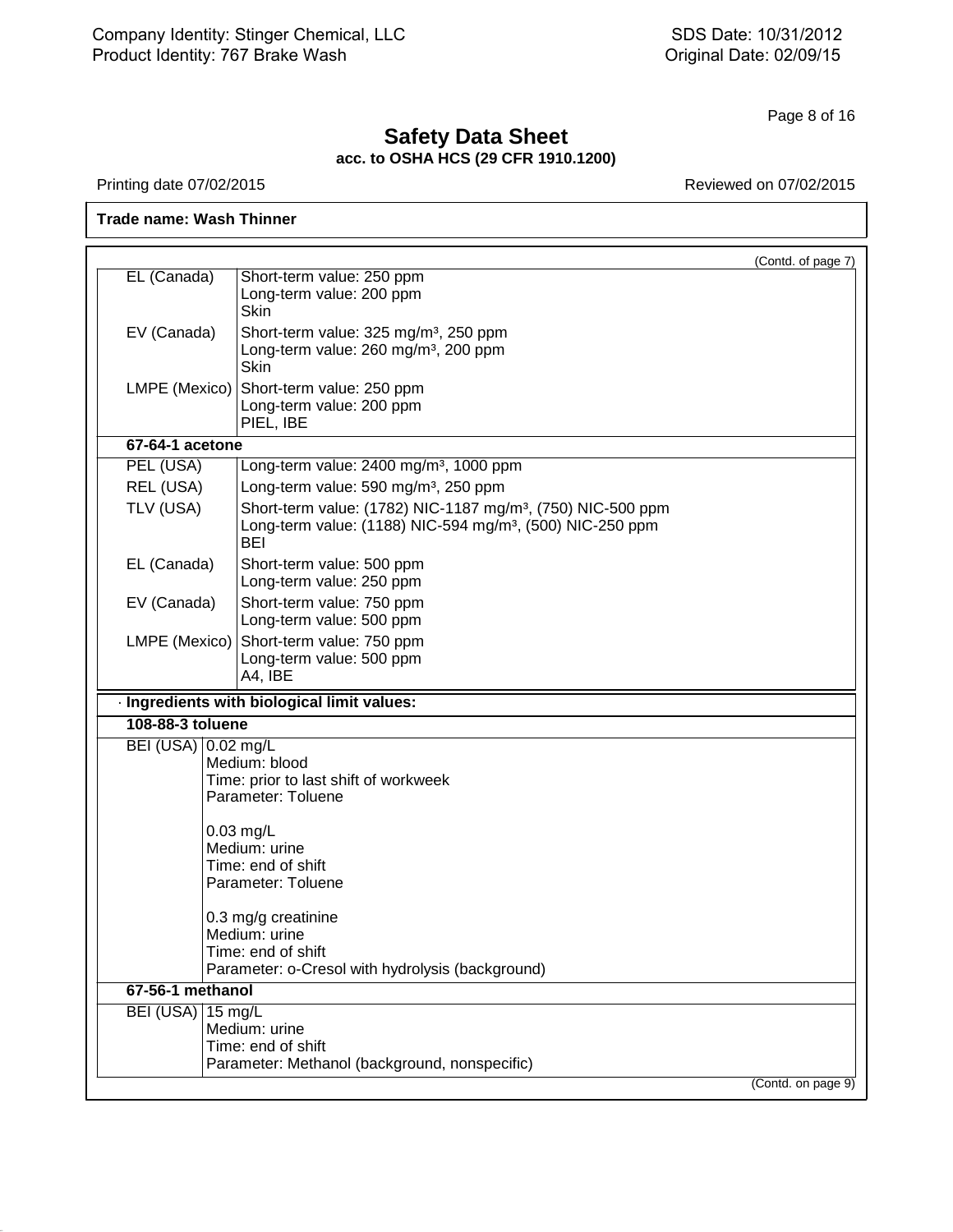Trade name: Wash Thinner

(Contd. of page 7)

| | |
|---|---|
| EL (Canada) | Short-term value: 250 ppm<br>Long-term value: 200 ppm<br>Skin |
| EV (Canada) | Short-term value: 325 mg/m³, 250 ppm<br>Long-term value: 260 mg/m³, 200 ppm<br>Skin |
| LMPE (Mexico) | Short-term value: 250 ppm<br>Long-term value: 200 ppm<br>PIEL, IBE |
| **67-64-1 acetone** | |
| PEL (USA) | Long-term value: 2400 mg/m³, 1000 ppm |
| REL (USA) | Long-term value: 590 mg/m³, 250 ppm |
| TLV (USA) | Short-term value: (1782) NIC-1187 mg/m³, (750) NIC-500 ppm<br>Long-term value: (1188) NIC-594 mg/m³, (500) NIC-250 ppm<br>BEI |
| EL (Canada) | Short-term value: 500 ppm<br>Long-term value: 250 ppm |
| EV (Canada) | Short-term value: 750 ppm<br>Long-term value: 500 ppm |
| LMPE (Mexico) | Short-term value: 750 ppm<br>Long-term value: 500 ppm<br>A4, IBE |

· **Ingredients with biological limit values:**

| | |
|---|---|
| **108-88-3 toluene** | |
| BEI (USA) | 0.02 mg/L<br>Medium: blood<br>Time: prior to last shift of workweek<br>Parameter: Toluene<br><br>0.03 mg/L<br>Medium: urine<br>Time: end of shift<br>Parameter: Toluene<br><br>0.3 mg/g creatinine<br>Medium: urine<br>Time: end of shift<br>Parameter: o-Cresol with hydrolysis (background) |
| **67-56-1 methanol** | |
| BEI (USA) | 15 mg/L<br>Medium: urine<br>Time: end of shift<br>Parameter: Methanol (background, nonspecific) |

(Contd. on page 9)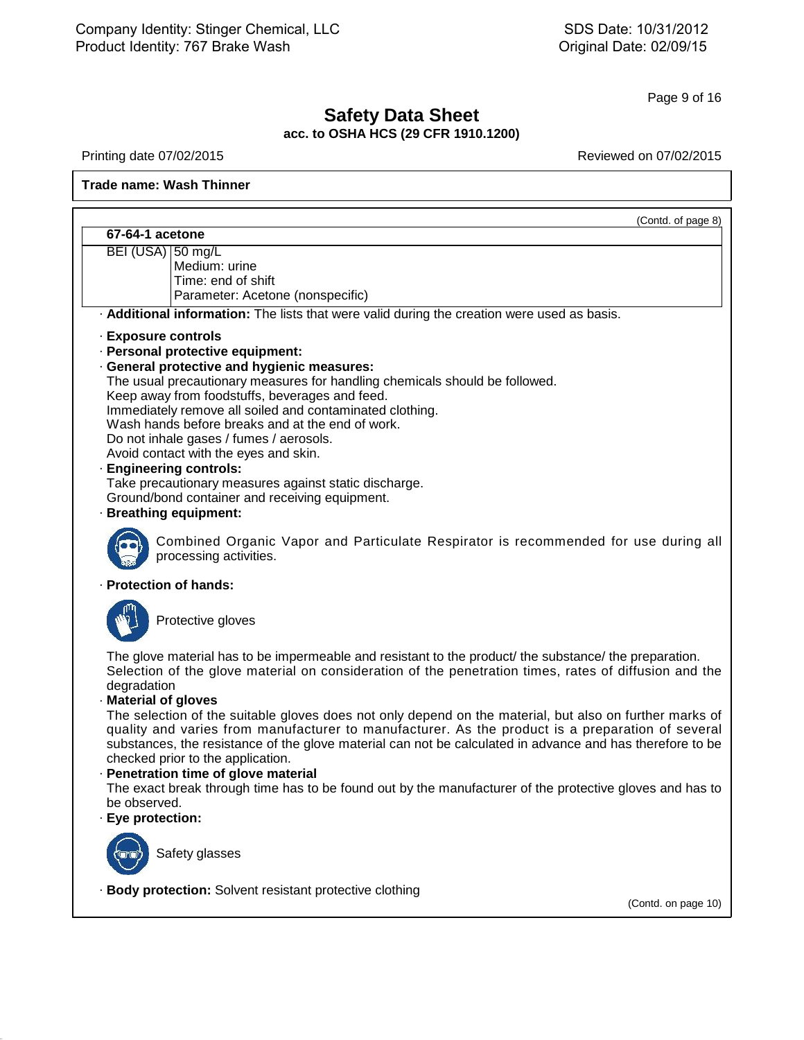Trade name: Wash Thinner

(Contd. of page 8)

| 67-64-1 acetone | |
|---|---|
| BEI (USA) | 50 mg/L<br>Medium: urine<br>Time: end of shift<br>Parameter: Acetone (nonspecific) |

· **Additional information:** The lists that were valid during the creation were used as basis.

· **Exposure controls**
· **Personal protective equipment:**
· **General protective and hygienic measures:**
The usual precautionary measures for handling chemicals should be followed.
Keep away from foodstuffs, beverages and feed.
Immediately remove all soiled and contaminated clothing.
Wash hands before breaks and at the end of work.
Do not inhale gases / fumes / aerosols.
Avoid contact with the eyes and skin.
· **Engineering controls:**
Take precautionary measures against static discharge.
Ground/bond container and receiving equipment.
· **Breathing equipment:**

Combined Organic Vapor and Particulate Respirator is recommended for use during all processing activities.

· **Protection of hands:**

Protective gloves

The glove material has to be impermeable and resistant to the product/ the substance/ the preparation.
Selection of the glove material on consideration of the penetration times, rates of diffusion and the degradation
· **Material of gloves**
The selection of the suitable gloves does not only depend on the material, but also on further marks of quality and varies from manufacturer to manufacturer. As the product is a preparation of several substances, the resistance of the glove material can not be calculated in advance and has therefore to be checked prior to the application.
· **Penetration time of glove material**
The exact break through time has to be found out by the manufacturer of the protective gloves and has to be observed.
· **Eye protection:**

Safety glasses

· **Body protection:** Solvent resistant protective clothing

(Contd. on page 10)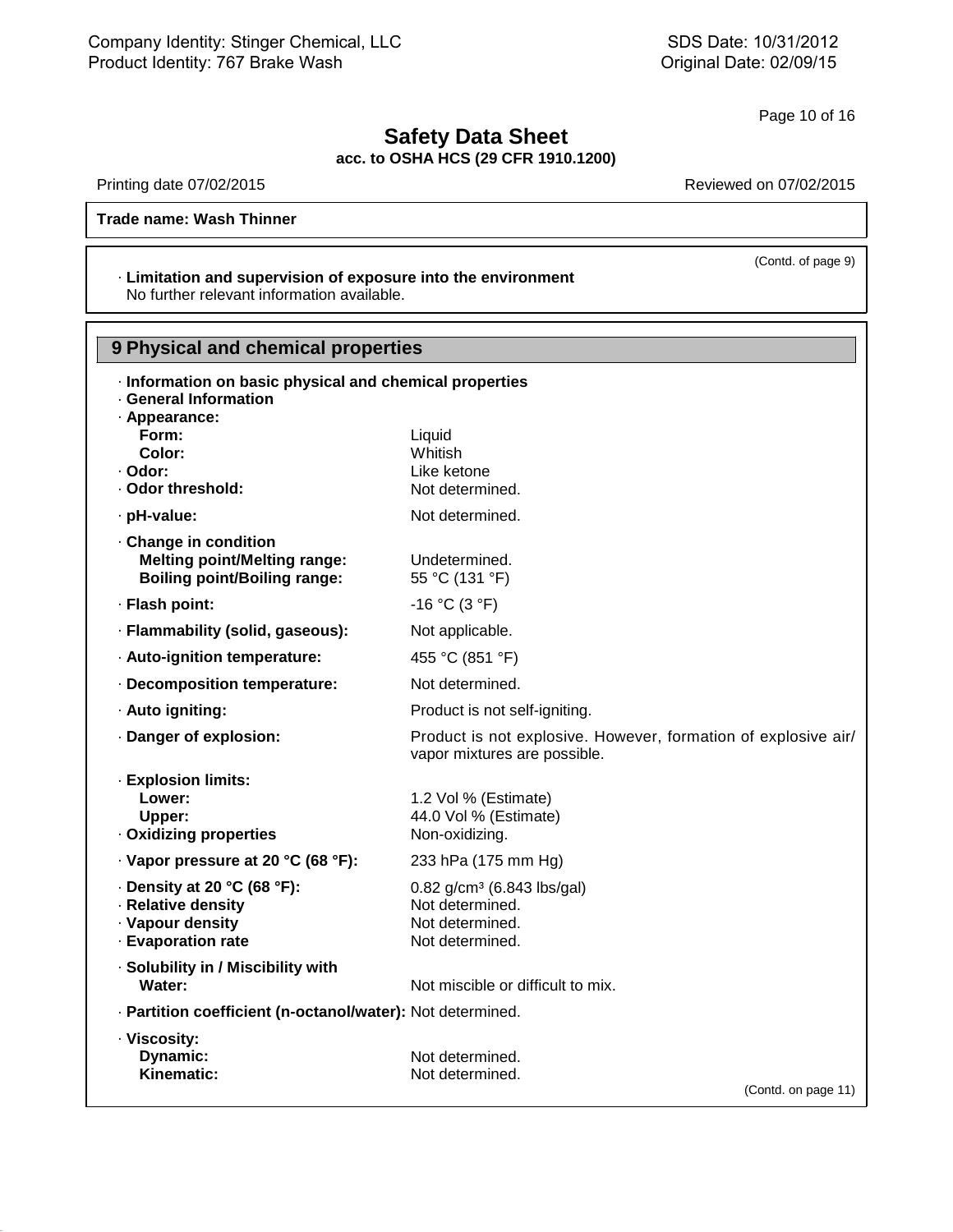**Trade name: Wash Thinner**

(Contd. of page 9)

· **Limitation and supervision of exposure into the environment**
No further relevant information available.

## 9 Physical and chemical properties

· **Information on basic physical and chemical properties**
· **General Information**

| | |
|---|---|
| · **Appearance:** | |
| **Form:** | Liquid |
| **Color:** | Whitish |
| · **Odor:** | Like ketone |
| · **Odor threshold:** | Not determined. |
| · **pH-value:** | Not determined. |
| · **Change in condition** | |
| **Melting point/Melting range:** | Undetermined. |
| **Boiling point/Boiling range:** | 55 °C (131 °F) |
| · **Flash point:** | -16 °C (3 °F) |
| · **Flammability (solid, gaseous):** | Not applicable. |
| · **Auto-ignition temperature:** | 455 °C (851 °F) |
| · **Decomposition temperature:** | Not determined. |
| · **Auto igniting:** | Product is not self-igniting. |
| · **Danger of explosion:** | Product is not explosive. However, formation of explosive air/vapor mixtures are possible. |
| · **Explosion limits:** | |
| **Lower:** | 1.2 Vol % (Estimate) |
| **Upper:** | 44.0 Vol % (Estimate) |
| · **Oxidizing properties** | Non-oxidizing. |
| · **Vapor pressure at 20 °C (68 °F):** | 233 hPa (175 mm Hg) |
| · **Density at 20 °C (68 °F):** | 0.82 g/cm³ (6.843 lbs/gal) |
| · **Relative density** | Not determined. |
| · **Vapour density** | Not determined. |
| · **Evaporation rate** | Not determined. |
| · **Solubility in / Miscibility with** | |
| **Water:** | Not miscible or difficult to mix. |
| · **Partition coefficient (n-octanol/water):** | Not determined. |
| · **Viscosity:** | |
| **Dynamic:** | Not determined. |
| **Kinematic:** | Not determined. |

(Contd. on page 11)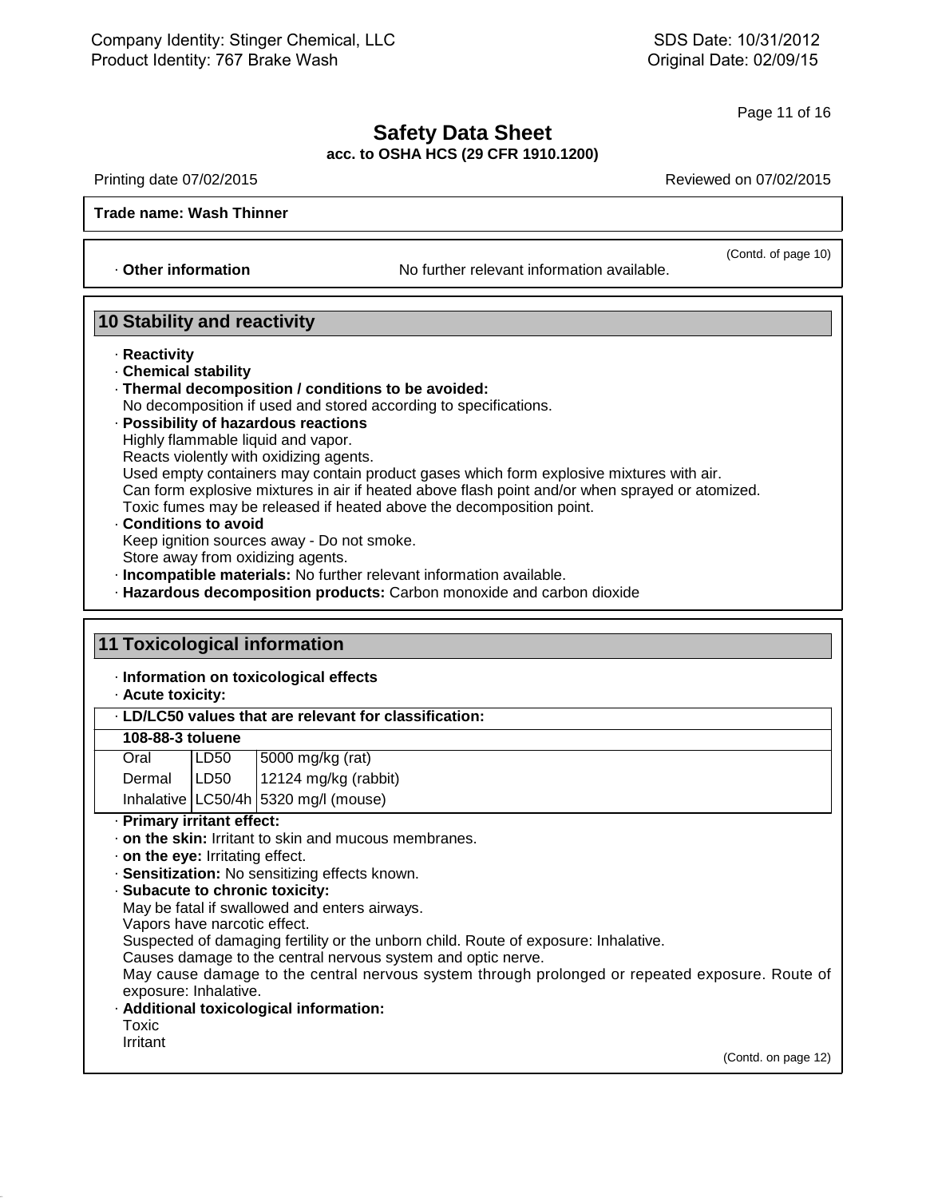**Trade name: Wash Thinner**

(Contd. of page 10)

· **Other information** No further relevant information available.

## 10 Stability and reactivity

· **Reactivity**
· **Chemical stability**
· **Thermal decomposition / conditions to be avoided:**
No decomposition if used and stored according to specifications.
· **Possibility of hazardous reactions**
Highly flammable liquid and vapor.
Reacts violently with oxidizing agents.
Used empty containers may contain product gases which form explosive mixtures with air.
Can form explosive mixtures in air if heated above flash point and/or when sprayed or atomized.
Toxic fumes may be released if heated above the decomposition point.
· **Conditions to avoid**
Keep ignition sources away - Do not smoke.
Store away from oxidizing agents.
· **Incompatible materials:** No further relevant information available.
· **Hazardous decomposition products:** Carbon monoxide and carbon dioxide

## 11 Toxicological information

· **Information on toxicological effects**
· **Acute toxicity:**

· **LD/LC50 values that are relevant for classification:**

| **108-88-3 toluene** | | |
|---|---|---|
| Oral | LD50 | 5000 mg/kg (rat) |
| Dermal | LD50 | 12124 mg/kg (rabbit) |
| Inhalative | LC50/4h | 5320 mg/l (mouse) |

· **Primary irritant effect:**
· **on the skin:** Irritant to skin and mucous membranes.
· **on the eye:** Irritating effect.
· **Sensitization:** No sensitizing effects known.
· **Subacute to chronic toxicity:**
May be fatal if swallowed and enters airways.
Vapors have narcotic effect.
Suspected of damaging fertility or the unborn child. Route of exposure: Inhalative.
Causes damage to the central nervous system and optic nerve.
May cause damage to the central nervous system through prolonged or repeated exposure. Route of exposure: Inhalative.
· **Additional toxicological information:**
Toxic
Irritant

(Contd. on page 12)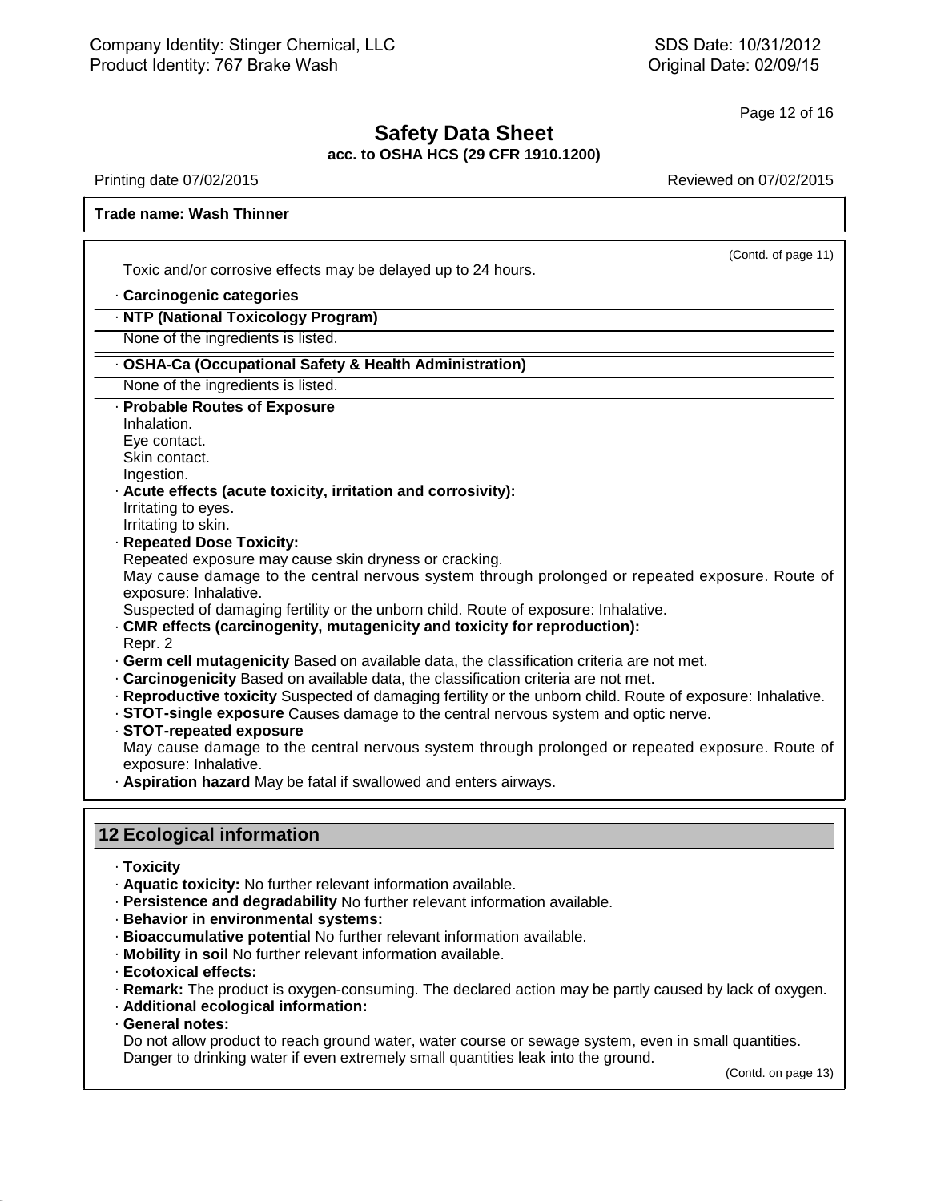**Trade name: Wash Thinner**

(Contd. of page 11)

Toxic and/or corrosive effects may be delayed up to 24 hours.

· **Carcinogenic categories**

· **NTP (National Toxicology Program)**

None of the ingredients is listed.

· **OSHA-Ca (Occupational Safety & Health Administration)**

None of the ingredients is listed.

· **Probable Routes of Exposure**

Inhalation.
Eye contact.
Skin contact.
Ingestion.

· **Acute effects (acute toxicity, irritation and corrosivity):**

Irritating to eyes.
Irritating to skin.

· **Repeated Dose Toxicity:**

Repeated exposure may cause skin dryness or cracking.
May cause damage to the central nervous system through prolonged or repeated exposure. Route of exposure: Inhalative.
Suspected of damaging fertility or the unborn child. Route of exposure: Inhalative.

· **CMR effects (carcinogenity, mutagenicity and toxicity for reproduction):**

Repr. 2

· **Germ cell mutagenicity** Based on available data, the classification criteria are not met.
· **Carcinogenicity** Based on available data, the classification criteria are not met.
· **Reproductive toxicity** Suspected of damaging fertility or the unborn child. Route of exposure: Inhalative.
· **STOT-single exposure** Causes damage to the central nervous system and optic nerve.
· **STOT-repeated exposure**

May cause damage to the central nervous system through prolonged or repeated exposure. Route of exposure: Inhalative.

· **Aspiration hazard** May be fatal if swallowed and enters airways.

## 12 Ecological information

· **Toxicity**
· **Aquatic toxicity:** No further relevant information available.
· **Persistence and degradability** No further relevant information available.
· **Behavior in environmental systems:**
· **Bioaccumulative potential** No further relevant information available.
· **Mobility in soil** No further relevant information available.
· **Ecotoxical effects:**
· **Remark:** The product is oxygen-consuming. The declared action may be partly caused by lack of oxygen.
· **Additional ecological information:**
· **General notes:**

Do not allow product to reach ground water, water course or sewage system, even in small quantities.
Danger to drinking water if even extremely small quantities leak into the ground.

(Contd. on page 13)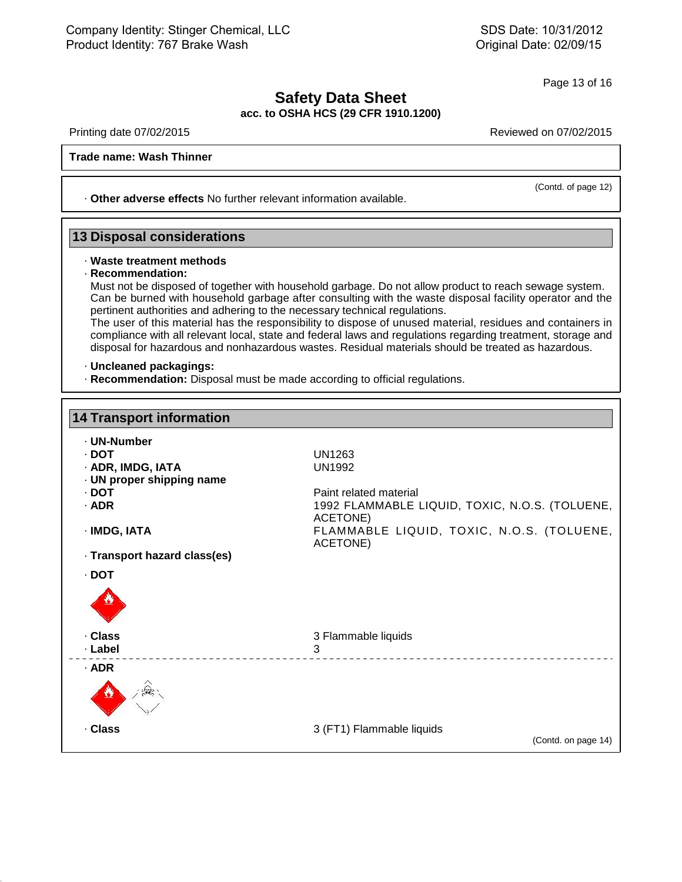**Trade name: Wash Thinner**

(Contd. of page 12)

· **Other adverse effects** No further relevant information available.

## 13 Disposal considerations

· **Waste treatment methods**
· **Recommendation:**
Must not be disposed of together with household garbage. Do not allow product to reach sewage system. Can be burned with household garbage after consulting with the waste disposal facility operator and the pertinent authorities and adhering to the necessary technical regulations.
The user of this material has the responsibility to dispose of unused material, residues and containers in compliance with all relevant local, state and federal laws and regulations regarding treatment, storage and disposal for hazardous and nonhazardous wastes. Residual materials should be treated as hazardous.

· **Uncleaned packagings:**
· **Recommendation:** Disposal must be made according to official regulations.

## 14 Transport information

| | |
|---|---|
| · **UN-Number** | |
| · **DOT** | UN1263 |
| · **ADR, IMDG, IATA** | UN1992 |
| · **UN proper shipping name** | |
| · **DOT** | Paint related material |
| · **ADR** | 1992 FLAMMABLE LIQUID, TOXIC, N.O.S. (TOLUENE, ACETONE) |
| · **IMDG, IATA** | FLAMMABLE LIQUID, TOXIC, N.O.S. (TOLUENE, ACETONE) |
| · **Transport hazard class(es)** | |
| · **DOT** | |
| · **Class** | 3 Flammable liquids |
| · **Label** | 3 |
| · **ADR** | |
| · **Class** | 3 (FT1) Flammable liquids |

(Contd. on page 14)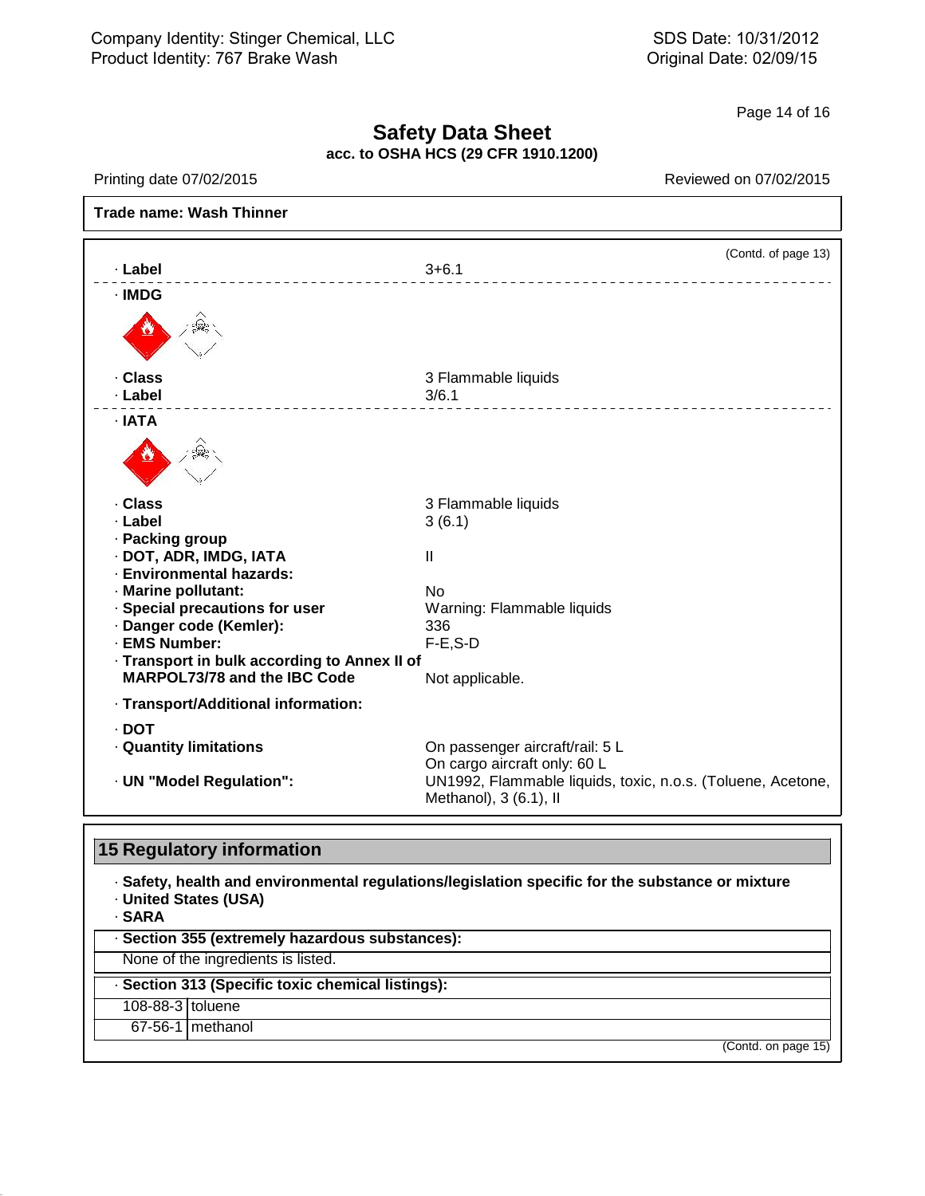Safety Data Sheet
acc. to OSHA HCS (29 CFR 1910.1200)

Printing date 07/02/2015 Reviewed on 07/02/2015

**Trade name: Wash Thinner**

(Contd. of page 13)

· **Label** 3+6.1

· **IMDG**

· **Class** 3 Flammable liquids
· **Label** 3/6.1

· **IATA**

· **Class** 3 Flammable liquids
· **Label** 3 (6.1)
· **Packing group**
· **DOT, ADR, IMDG, IATA** II
· **Environmental hazards:**
· **Marine pollutant:** No
· **Special precautions for user** Warning: Flammable liquids
· **Danger code (Kemler):** 336
· **EMS Number:** F-E,S-D
· **Transport in bulk according to Annex II of MARPOL73/78 and the IBC Code** Not applicable.

· **Transport/Additional information:**

· **DOT**
· **Quantity limitations** On passenger aircraft/rail: 5 L
On cargo aircraft only: 60 L
· **UN "Model Regulation":** UN1992, Flammable liquids, toxic, n.o.s. (Toluene, Acetone, Methanol), 3 (6.1), II

## 15 Regulatory information

· **Safety, health and environmental regulations/legislation specific for the substance or mixture**
· **United States (USA)**
· **SARA**

· **Section 355 (extremely hazardous substances):**

None of the ingredients is listed.

· **Section 313 (Specific toxic chemical listings):**

| | |
|---|---|
| 108-88-3 | toluene |
| 67-56-1 | methanol |

(Contd. on page 15)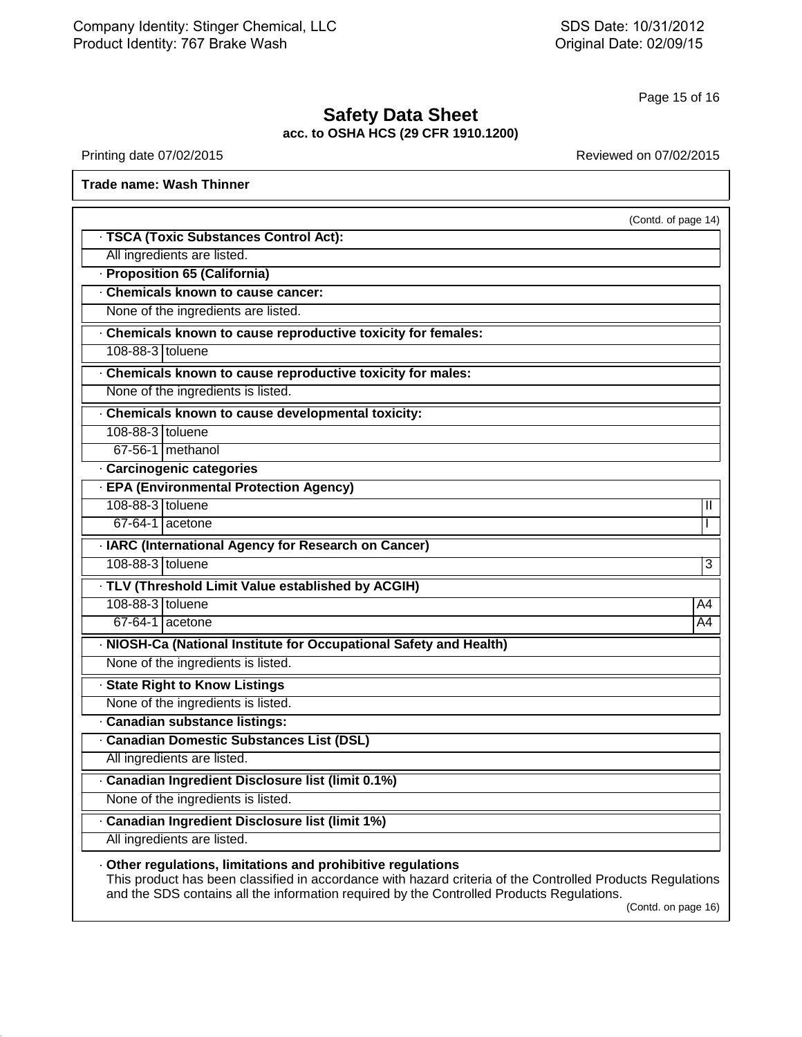**Trade name: Wash Thinner**

(Contd. of page 14)

· **TSCA (Toxic Substances Control Act):**

All ingredients are listed.

· **Proposition 65 (California)**

· **Chemicals known to cause cancer:**

None of the ingredients are listed.

· **Chemicals known to cause reproductive toxicity for females:**

| | |
|---|---|
| 108-88-3 | toluene |

· **Chemicals known to cause reproductive toxicity for males:**

None of the ingredients is listed.

· **Chemicals known to cause developmental toxicity:**

| | |
|---|---|
| 108-88-3 | toluene |
| 67-56-1 | methanol |

· **Carcinogenic categories**

· **EPA (Environmental Protection Agency)**

| | | |
|---|---|---|
| 108-88-3 | toluene | II |
| 67-64-1 | acetone | I |

· **IARC (International Agency for Research on Cancer)**

| | | |
|---|---|---|
| 108-88-3 | toluene | 3 |

· **TLV (Threshold Limit Value established by ACGIH)**

| | | |
|---|---|---|
| 108-88-3 | toluene | A4 |
| 67-64-1 | acetone | A4 |

· **NIOSH-Ca (National Institute for Occupational Safety and Health)**

None of the ingredients is listed.

· **State Right to Know Listings**

None of the ingredients is listed.

· **Canadian substance listings:**

· **Canadian Domestic Substances List (DSL)**

All ingredients are listed.

· **Canadian Ingredient Disclosure list (limit 0.1%)**

None of the ingredients is listed.

· **Canadian Ingredient Disclosure list (limit 1%)**

All ingredients are listed.

· **Other regulations, limitations and prohibitive regulations**

This product has been classified in accordance with hazard criteria of the Controlled Products Regulations and the SDS contains all the information required by the Controlled Products Regulations.

(Contd. on page 16)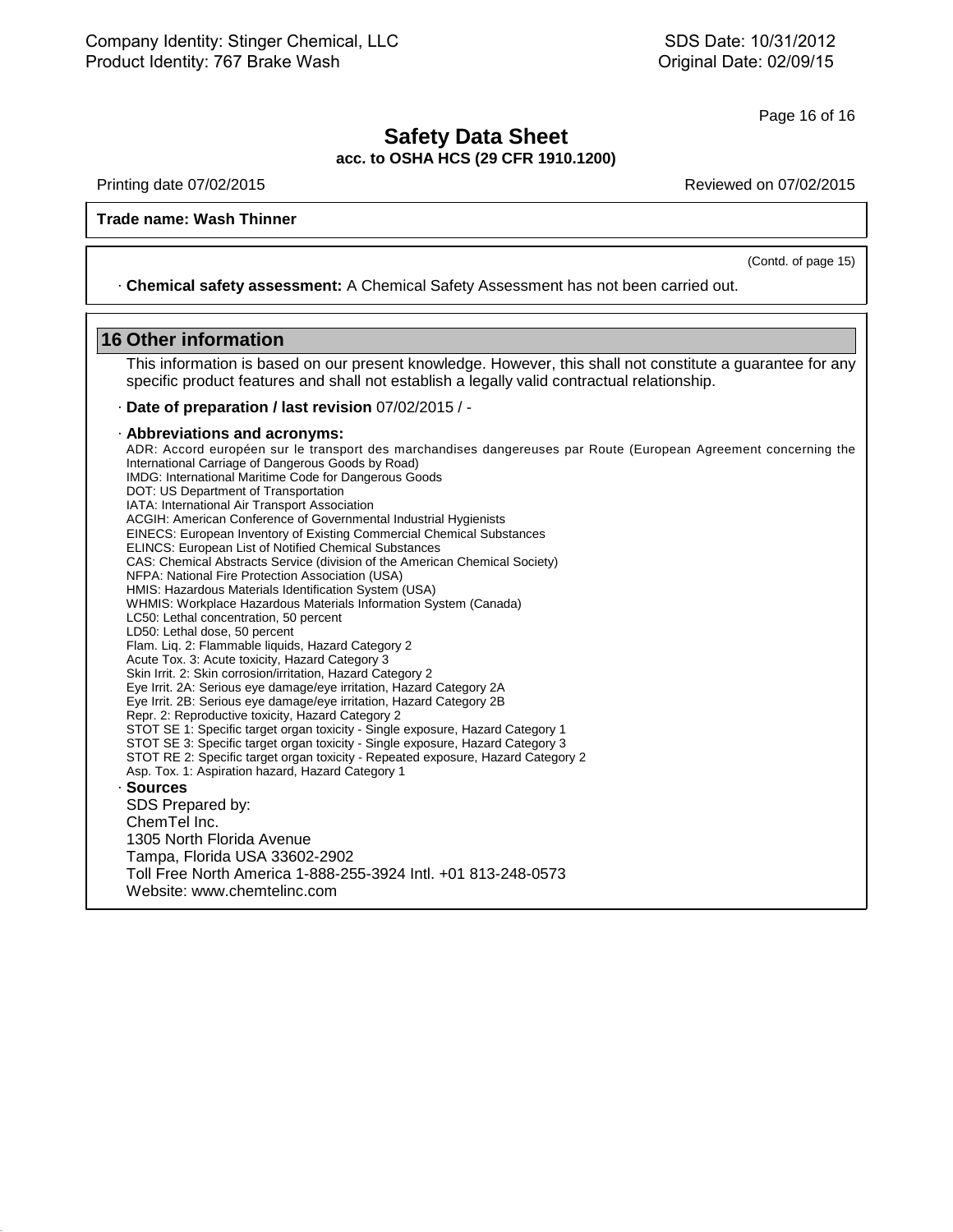**Trade name: Wash Thinner**

(Contd. of page 15)

· **Chemical safety assessment:** A Chemical Safety Assessment has not been carried out.

## 16 Other information

This information is based on our present knowledge. However, this shall not constitute a guarantee for any specific product features and shall not establish a legally valid contractual relationship.

· **Date of preparation / last revision** 07/02/2015 / -

· **Abbreviations and acronyms:**

ADR: Accord européen sur le transport des marchandises dangereuses par Route (European Agreement concerning the International Carriage of Dangerous Goods by Road)
IMDG: International Maritime Code for Dangerous Goods
DOT: US Department of Transportation
IATA: International Air Transport Association
ACGIH: American Conference of Governmental Industrial Hygienists
EINECS: European Inventory of Existing Commercial Chemical Substances
ELINCS: European List of Notified Chemical Substances
CAS: Chemical Abstracts Service (division of the American Chemical Society)
NFPA: National Fire Protection Association (USA)
HMIS: Hazardous Materials Identification System (USA)
WHMIS: Workplace Hazardous Materials Information System (Canada)
LC50: Lethal concentration, 50 percent
LD50: Lethal dose, 50 percent
Flam. Liq. 2: Flammable liquids, Hazard Category 2
Acute Tox. 3: Acute toxicity, Hazard Category 3
Skin Irrit. 2: Skin corrosion/irritation, Hazard Category 2
Eye Irrit. 2A: Serious eye damage/eye irritation, Hazard Category 2A
Eye Irrit. 2B: Serious eye damage/eye irritation, Hazard Category 2B
Repr. 2: Reproductive toxicity, Hazard Category 2
STOT SE 1: Specific target organ toxicity - Single exposure, Hazard Category 1
STOT SE 3: Specific target organ toxicity - Single exposure, Hazard Category 3
STOT RE 2: Specific target organ toxicity - Repeated exposure, Hazard Category 2
Asp. Tox. 1: Aspiration hazard, Hazard Category 1

· **Sources**

SDS Prepared by:
ChemTel Inc.
1305 North Florida Avenue
Tampa, Florida USA 33602-2902
Toll Free North America 1-888-255-3924 Intl. +01 813-248-0573
Website: www.chemtelinc.com